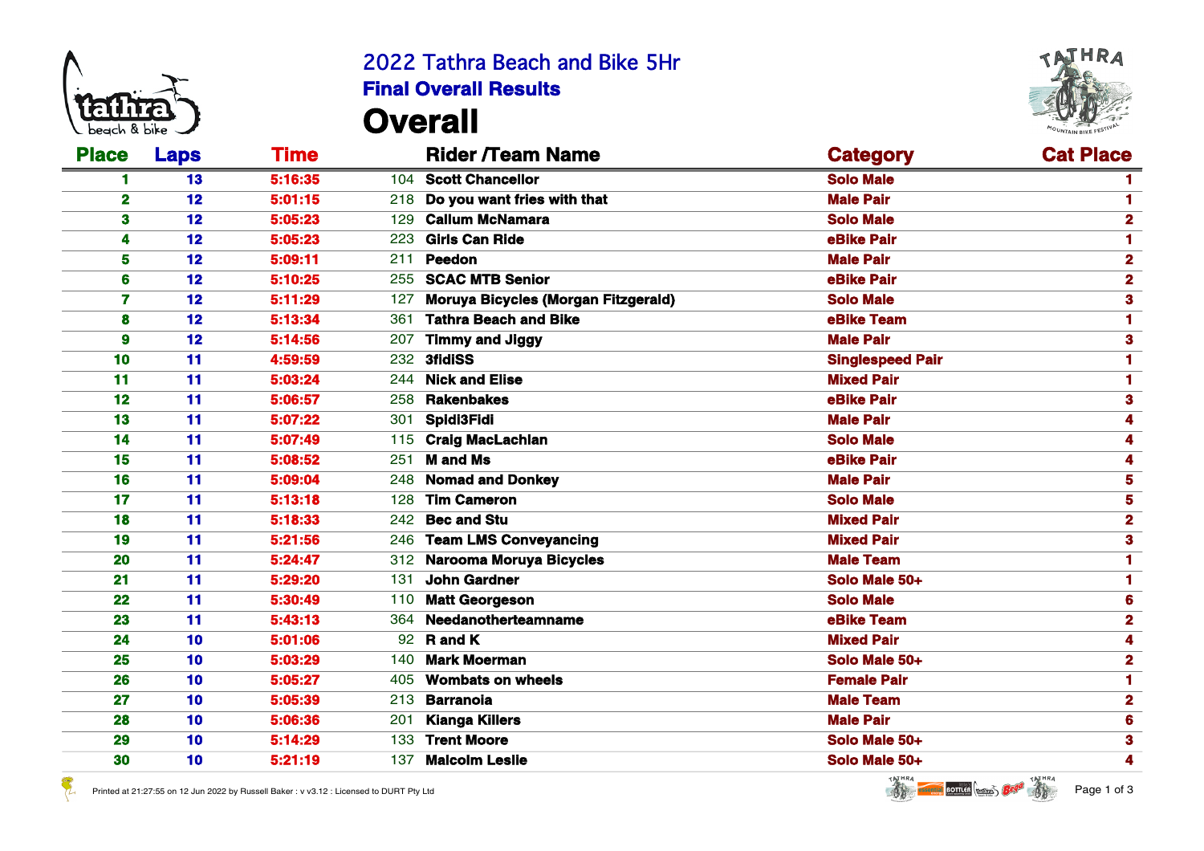# 2022 Tathra Beach and Bike 5Hr

## Final Overall Results

# Overall

| Place | Laps | Time | | Rider /Team Name | Category | Cat Place |
|---|---|---|---|---|---|---|
| 1 | 13 | 5:16:35 | 104 | Scott Chancellor | Solo Male | 1 |
| 2 | 12 | 5:01:15 | 218 | Do you want fries with that | Male Pair | 1 |
| 3 | 12 | 5:05:23 | 129 | Callum McNamara | Solo Male | 2 |
| 4 | 12 | 5:05:23 | 223 | Girls Can Ride | eBike Pair | 1 |
| 5 | 12 | 5:09:11 | 211 | Peedon | Male Pair | 2 |
| 6 | 12 | 5:10:25 | 255 | SCAC MTB Senior | eBike Pair | 2 |
| 7 | 12 | 5:11:29 | 127 | Moruya Bicycles (Morgan Fitzgerald) | Solo Male | 3 |
| 8 | 12 | 5:13:34 | 361 | Tathra Beach and Bike | eBike Team | 1 |
| 9 | 12 | 5:14:56 | 207 | Timmy and Jiggy | Male Pair | 3 |
| 10 | 11 | 4:59:59 | 232 | 3fidiSS | Singlespeed Pair | 1 |
| 11 | 11 | 5:03:24 | 244 | Nick and Elise | Mixed Pair | 1 |
| 12 | 11 | 5:06:57 | 258 | Rakenbakes | eBike Pair | 3 |
| 13 | 11 | 5:07:22 | 301 | Spidi3Fidi | Male Pair | 4 |
| 14 | 11 | 5:07:49 | 115 | Craig MacLachlan | Solo Male | 4 |
| 15 | 11 | 5:08:52 | 251 | M and Ms | eBike Pair | 4 |
| 16 | 11 | 5:09:04 | 248 | Nomad and Donkey | Male Pair | 5 |
| 17 | 11 | 5:13:18 | 128 | Tim Cameron | Solo Male | 5 |
| 18 | 11 | 5:18:33 | 242 | Bec and Stu | Mixed Pair | 2 |
| 19 | 11 | 5:21:56 | 246 | Team LMS Conveyancing | Mixed Pair | 3 |
| 20 | 11 | 5:24:47 | 312 | Narooma Moruya Bicycles | Male Team | 1 |
| 21 | 11 | 5:29:20 | 131 | John Gardner | Solo Male 50+ | 1 |
| 22 | 11 | 5:30:49 | 110 | Matt Georgeson | Solo Male | 6 |
| 23 | 11 | 5:43:13 | 364 | Needanotherteamname | eBike Team | 2 |
| 24 | 10 | 5:01:06 | 92 | R and K | Mixed Pair | 4 |
| 25 | 10 | 5:03:29 | 140 | Mark Moerman | Solo Male 50+ | 2 |
| 26 | 10 | 5:05:27 | 405 | Wombats on wheels | Female Pair | 1 |
| 27 | 10 | 5:05:39 | 213 | Barranoia | Male Team | 2 |
| 28 | 10 | 5:06:36 | 201 | Kianga Killers | Male Pair | 6 |
| 29 | 10 | 5:14:29 | 133 | Trent Moore | Solo Male 50+ | 3 |
| 30 | 10 | 5:21:19 | 137 | Malcolm Leslie | Solo Male 50+ | 4 |

Printed at 21:27:55 on 12 Jun 2022 by Russell Baker : v v3.12 : Licensed to DURT Pty Ltd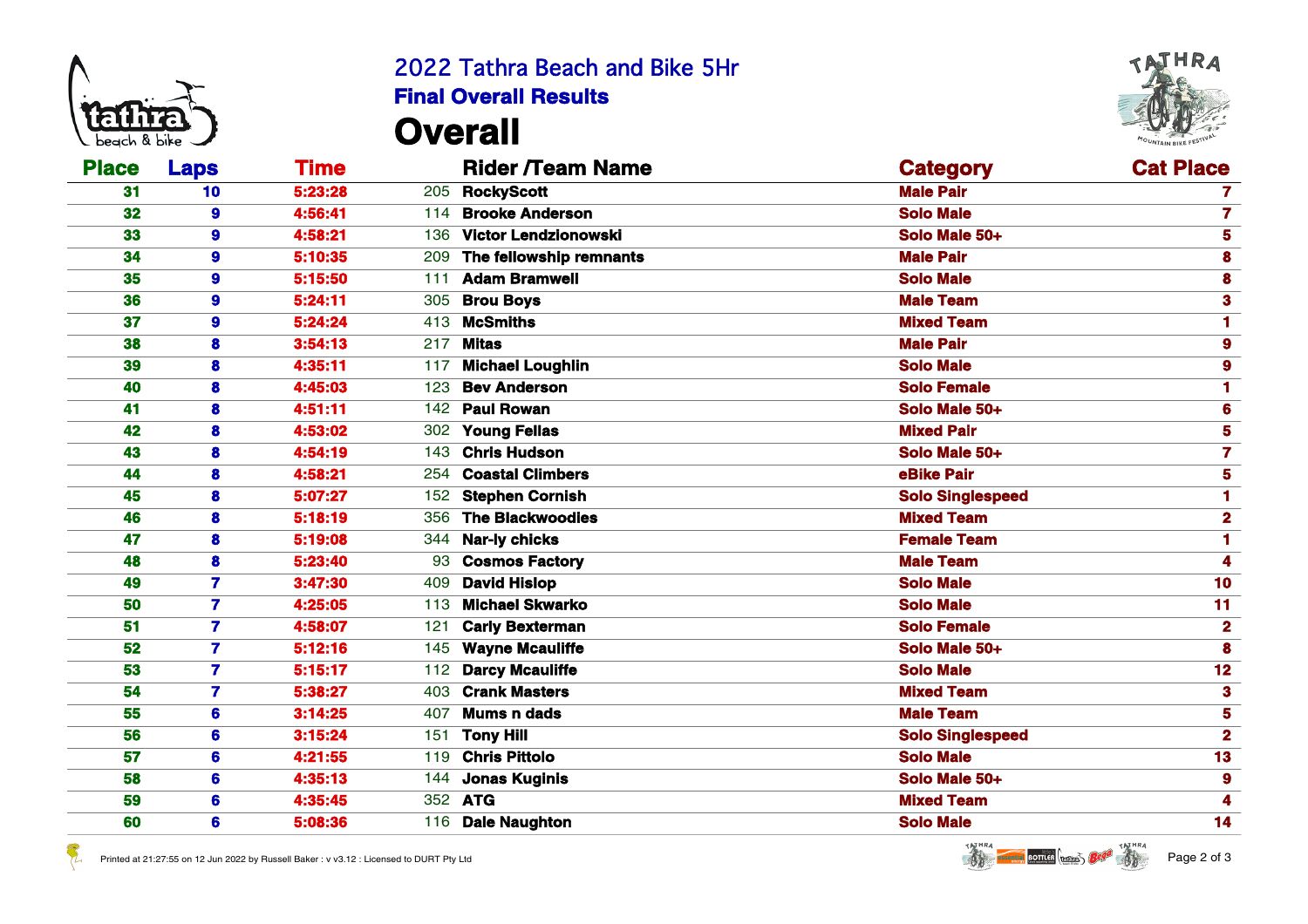# 2022 Tathra Beach and Bike 5Hr

## Final Overall Results

# Overall

| Place | Laps | Time | | Rider /Team Name | Category | Cat Place |
|---|---|---|---|---|---|---|
| 31 | 10 | 5:23:28 | 205 | RockyScott | Male Pair | 7 |
| 32 | 9 | 4:56:41 | 114 | Brooke Anderson | Solo Male | 7 |
| 33 | 9 | 4:58:21 | 136 | Victor Lendzionowski | Solo Male 50+ | 5 |
| 34 | 9 | 5:10:35 | 209 | The fellowship remnants | Male Pair | 8 |
| 35 | 9 | 5:15:50 | 111 | Adam Bramwell | Solo Male | 8 |
| 36 | 9 | 5:24:11 | 305 | Brou Boys | Male Team | 3 |
| 37 | 9 | 5:24:24 | 413 | McSmiths | Mixed Team | 1 |
| 38 | 8 | 3:54:13 | 217 | Mitas | Male Pair | 9 |
| 39 | 8 | 4:35:11 | 117 | Michael Loughlin | Solo Male | 9 |
| 40 | 8 | 4:45:03 | 123 | Bev Anderson | Solo Female | 1 |
| 41 | 8 | 4:51:11 | 142 | Paul Rowan | Solo Male 50+ | 6 |
| 42 | 8 | 4:53:02 | 302 | Young Fellas | Mixed Pair | 5 |
| 43 | 8 | 4:54:19 | 143 | Chris Hudson | Solo Male 50+ | 7 |
| 44 | 8 | 4:58:21 | 254 | Coastal Climbers | eBike Pair | 5 |
| 45 | 8 | 5:07:27 | 152 | Stephen Cornish | Solo Singlespeed | 1 |
| 46 | 8 | 5:18:19 | 356 | The Blackwoodies | Mixed Team | 2 |
| 47 | 8 | 5:19:08 | 344 | Nar-ly chicks | Female Team | 1 |
| 48 | 8 | 5:23:40 | 93 | Cosmos Factory | Male Team | 4 |
| 49 | 7 | 3:47:30 | 409 | David Hislop | Solo Male | 10 |
| 50 | 7 | 4:25:05 | 113 | Michael Skwarko | Solo Male | 11 |
| 51 | 7 | 4:58:07 | 121 | Carly Bexterman | Solo Female | 2 |
| 52 | 7 | 5:12:16 | 145 | Wayne Mcauliffe | Solo Male 50+ | 8 |
| 53 | 7 | 5:15:17 | 112 | Darcy Mcauliffe | Solo Male | 12 |
| 54 | 7 | 5:38:27 | 403 | Crank Masters | Mixed Team | 3 |
| 55 | 6 | 3:14:25 | 407 | Mums n dads | Male Team | 5 |
| 56 | 6 | 3:15:24 | 151 | Tony Hill | Solo Singlespeed | 2 |
| 57 | 6 | 4:21:55 | 119 | Chris Pittolo | Solo Male | 13 |
| 58 | 6 | 4:35:13 | 144 | Jonas Kuginis | Solo Male 50+ | 9 |
| 59 | 6 | 4:35:45 | 352 | ATG | Mixed Team | 4 |
| 60 | 6 | 5:08:36 | 116 | Dale Naughton | Solo Male | 14 |

Printed at 21:27:55 on 12 Jun 2022 by Russell Baker : v v3.12 : Licensed to DURT Pty Ltd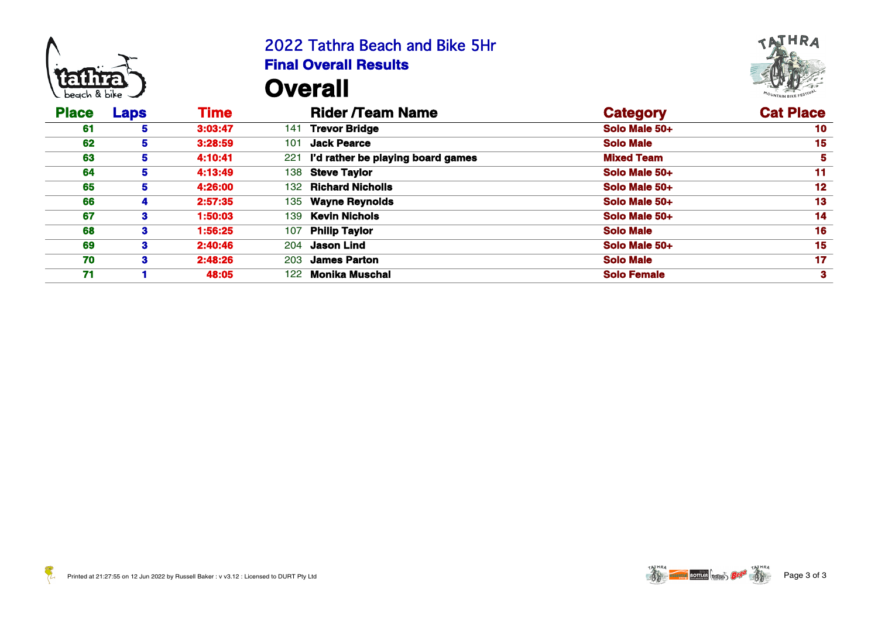# 2022 Tathra Beach and Bike 5Hr

## Final Overall Results

## Overall

| Place | Laps | Time | | Rider /Team Name | Category | Cat Place |
|---|---|---|---|---|---|---|
| 61 | 5 | 3:03:47 | 141 | Trevor Bridge | Solo Male 50+ | 10 |
| 62 | 5 | 3:28:59 | 101 | Jack Pearce | Solo Male | 15 |
| 63 | 5 | 4:10:41 | 221 | I'd rather be playing board games | Mixed Team | 5 |
| 64 | 5 | 4:13:49 | 138 | Steve Taylor | Solo Male 50+ | 11 |
| 65 | 5 | 4:26:00 | 132 | Richard Nicholls | Solo Male 50+ | 12 |
| 66 | 4 | 2:57:35 | 135 | Wayne Reynolds | Solo Male 50+ | 13 |
| 67 | 3 | 1:50:03 | 139 | Kevin Nichols | Solo Male 50+ | 14 |
| 68 | 3 | 1:56:25 | 107 | Philip Taylor | Solo Male | 16 |
| 69 | 3 | 2:40:46 | 204 | Jason Lind | Solo Male 50+ | 15 |
| 70 | 3 | 2:48:26 | 203 | James Parton | Solo Male | 17 |
| 71 | 1 | 48:05 | 122 | Monika Muschal | Solo Female | 3 |

Printed at 21:27:55 on 12 Jun 2022 by Russell Baker : v v3.12 : Licensed to DURT Pty Ltd